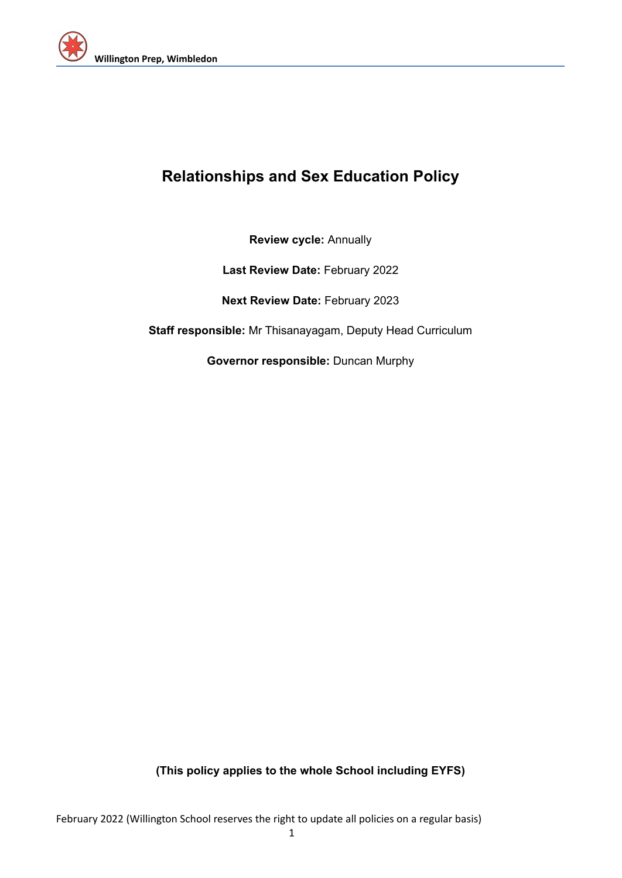# Relationships and Sex Education Policy

**Review cycle:** Annually

**Last Review Date:** February 2022

**Next Review Date:** February 2023

**Staff responsible:** Mr Thisanayagam, Deputy Head Curriculum

**Governor responsible:** Duncan Murphy

**(This policy applies to the whole School including EYFS)**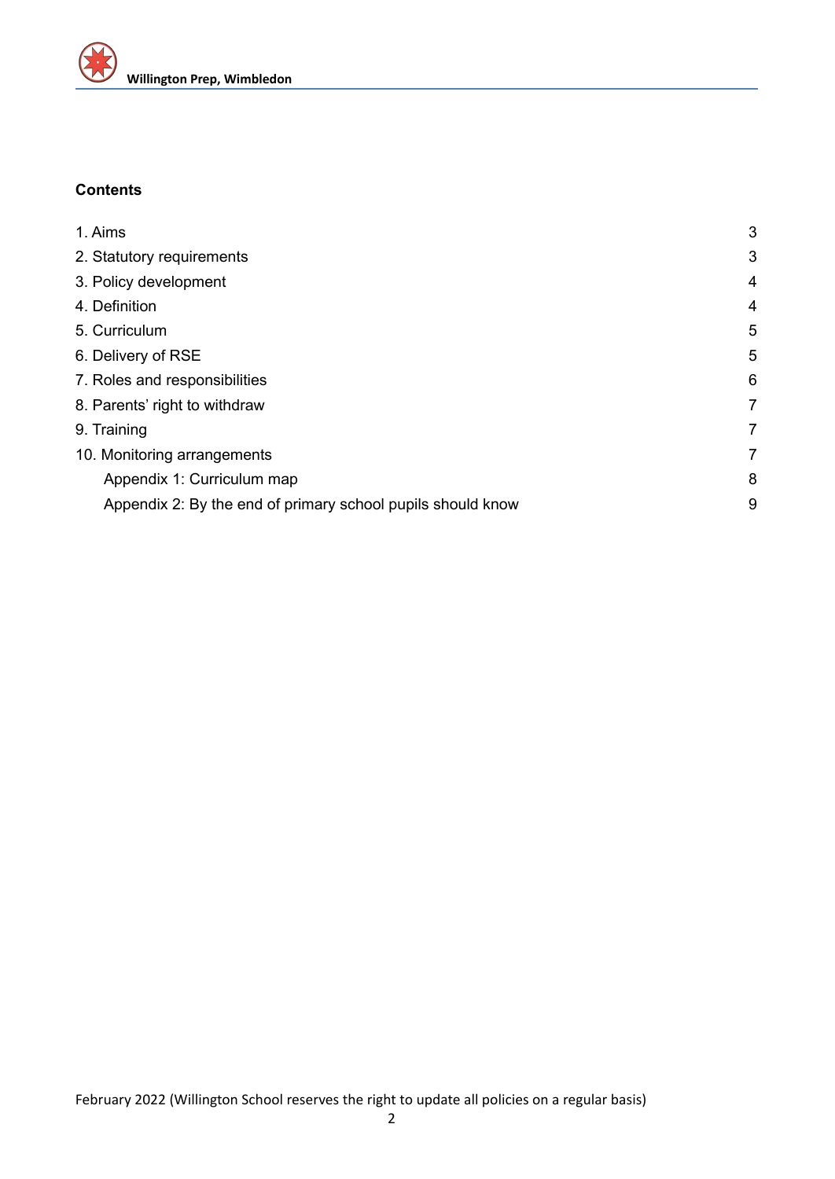**Contents**

| | |
|---|---|
| 1. Aims | 3 |
| 2. Statutory requirements | 3 |
| 3. Policy development | 4 |
| 4. Definition | 4 |
| 5. Curriculum | 5 |
| 6. Delivery of RSE | 5 |
| 7. Roles and responsibilities | 6 |
| 8. Parents' right to withdraw | 7 |
| 9. Training | 7 |
| 10. Monitoring arrangements | 7 |
| Appendix 1: Curriculum map | 8 |
| Appendix 2: By the end of primary school pupils should know | 9 |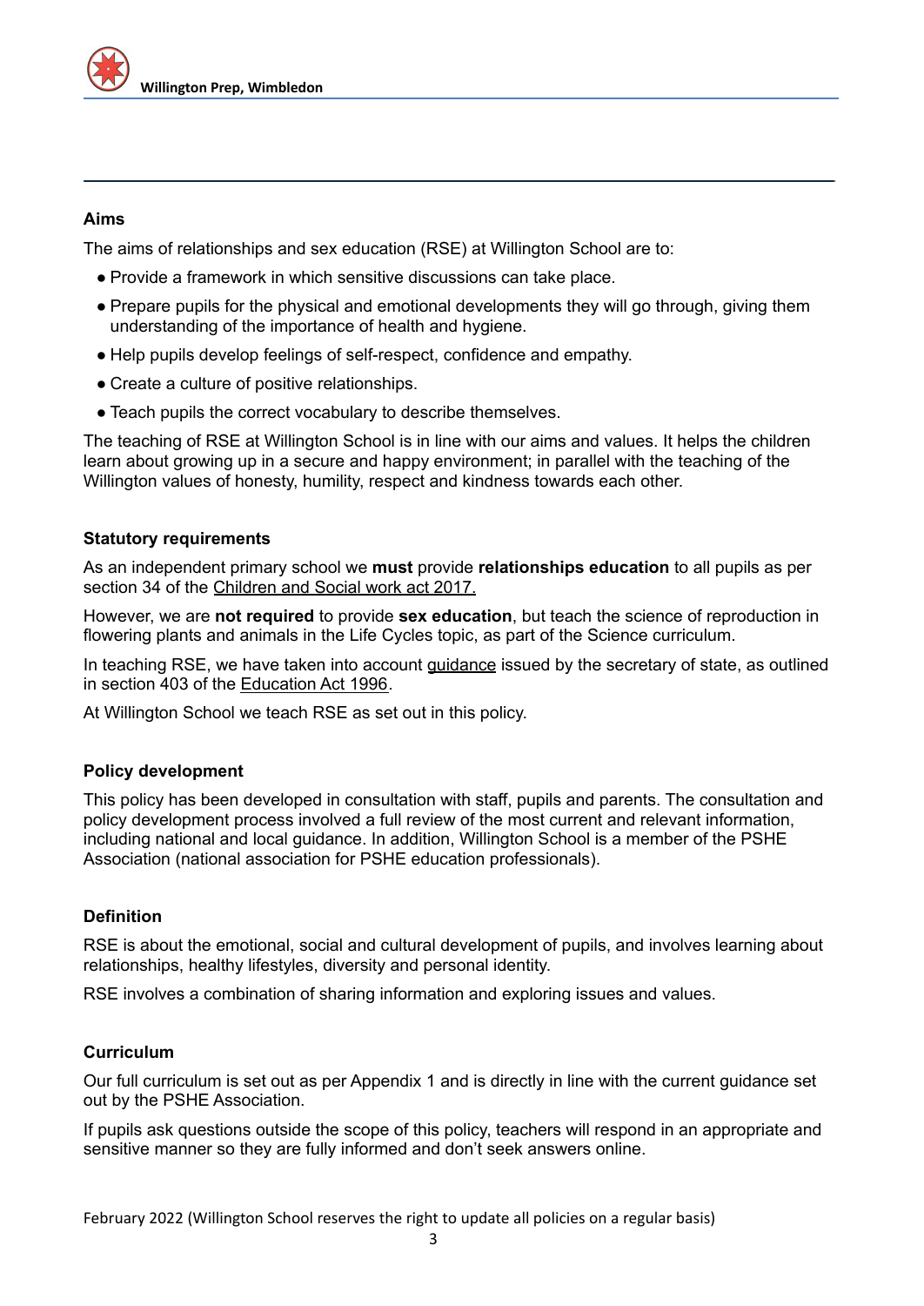## Aims

The aims of relationships and sex education (RSE) at Willington School are to:

- Provide a framework in which sensitive discussions can take place.
- Prepare pupils for the physical and emotional developments they will go through, giving them understanding of the importance of health and hygiene.
- Help pupils develop feelings of self-respect, confidence and empathy.
- Create a culture of positive relationships.
- Teach pupils the correct vocabulary to describe themselves.

The teaching of RSE at Willington School is in line with our aims and values. It helps the children learn about growing up in a secure and happy environment; in parallel with the teaching of the Willington values of honesty, humility, respect and kindness towards each other.

## Statutory requirements

As an independent primary school we **must** provide **relationships education** to all pupils as per section 34 of the Children and Social work act 2017.

However, we are **not required** to provide **sex education**, but teach the science of reproduction in flowering plants and animals in the Life Cycles topic, as part of the Science curriculum.

In teaching RSE, we have taken into account guidance issued by the secretary of state, as outlined in section 403 of the Education Act 1996.

At Willington School we teach RSE as set out in this policy.

## Policy development

This policy has been developed in consultation with staff, pupils and parents. The consultation and policy development process involved a full review of the most current and relevant information, including national and local guidance. In addition, Willington School is a member of the PSHE Association (national association for PSHE education professionals).

## Definition

RSE is about the emotional, social and cultural development of pupils, and involves learning about relationships, healthy lifestyles, diversity and personal identity.

RSE involves a combination of sharing information and exploring issues and values.

## Curriculum

Our full curriculum is set out as per Appendix 1 and is directly in line with the current guidance set out by the PSHE Association.

If pupils ask questions outside the scope of this policy, teachers will respond in an appropriate and sensitive manner so they are fully informed and don't seek answers online.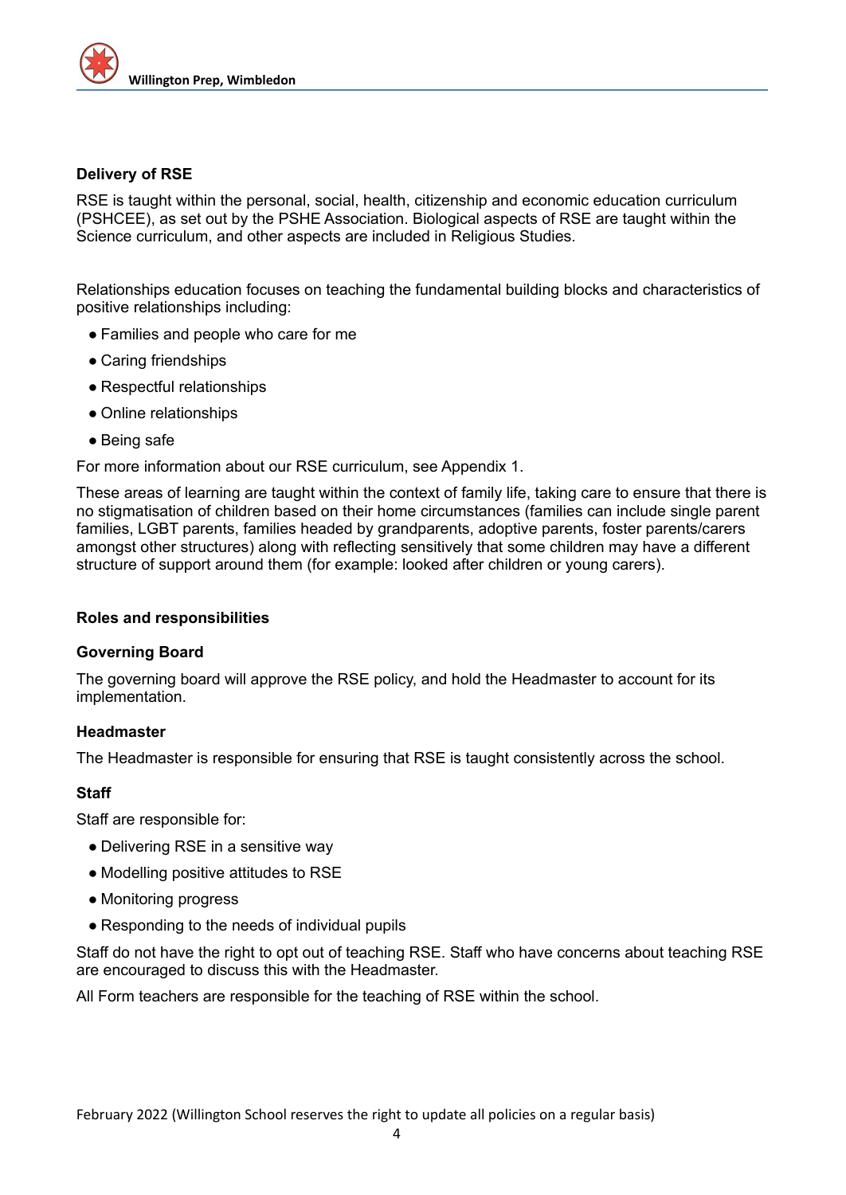### Delivery of RSE

RSE is taught within the personal, social, health, citizenship and economic education curriculum (PSHCEE), as set out by the PSHE Association. Biological aspects of RSE are taught within the Science curriculum, and other aspects are included in Religious Studies.

Relationships education focuses on teaching the fundamental building blocks and characteristics of positive relationships including:

- Families and people who care for me
- Caring friendships
- Respectful relationships
- Online relationships
- Being safe

For more information about our RSE curriculum, see Appendix 1.

These areas of learning are taught within the context of family life, taking care to ensure that there is no stigmatisation of children based on their home circumstances (families can include single parent families, LGBT parents, families headed by grandparents, adoptive parents, foster parents/carers amongst other structures) along with reflecting sensitively that some children may have a different structure of support around them (for example: looked after children or young carers).

### Roles and responsibilities

#### Governing Board

The governing board will approve the RSE policy, and hold the Headmaster to account for its implementation.

#### Headmaster

The Headmaster is responsible for ensuring that RSE is taught consistently across the school.

#### Staff

Staff are responsible for:

- Delivering RSE in a sensitive way
- Modelling positive attitudes to RSE
- Monitoring progress
- Responding to the needs of individual pupils

Staff do not have the right to opt out of teaching RSE. Staff who have concerns about teaching RSE are encouraged to discuss this with the Headmaster.

All Form teachers are responsible for the teaching of RSE within the school.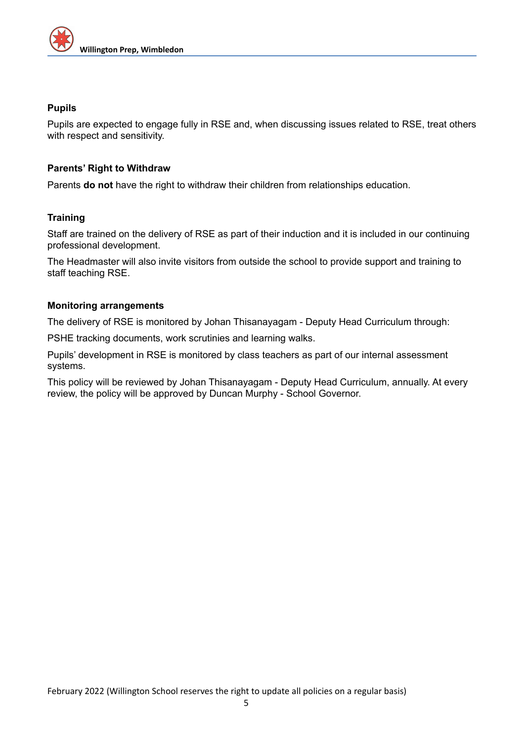### Pupils

Pupils are expected to engage fully in RSE and, when discussing issues related to RSE, treat others with respect and sensitivity.

### Parents' Right to Withdraw

Parents **do not** have the right to withdraw their children from relationships education.

### Training

Staff are trained on the delivery of RSE as part of their induction and it is included in our continuing professional development.

The Headmaster will also invite visitors from outside the school to provide support and training to staff teaching RSE.

### Monitoring arrangements

The delivery of RSE is monitored by Johan Thisanayagam - Deputy Head Curriculum through:

PSHE tracking documents, work scrutinies and learning walks.

Pupils' development in RSE is monitored by class teachers as part of our internal assessment systems.

This policy will be reviewed by Johan Thisanayagam - Deputy Head Curriculum, annually. At every review, the policy will be approved by Duncan Murphy - School Governor.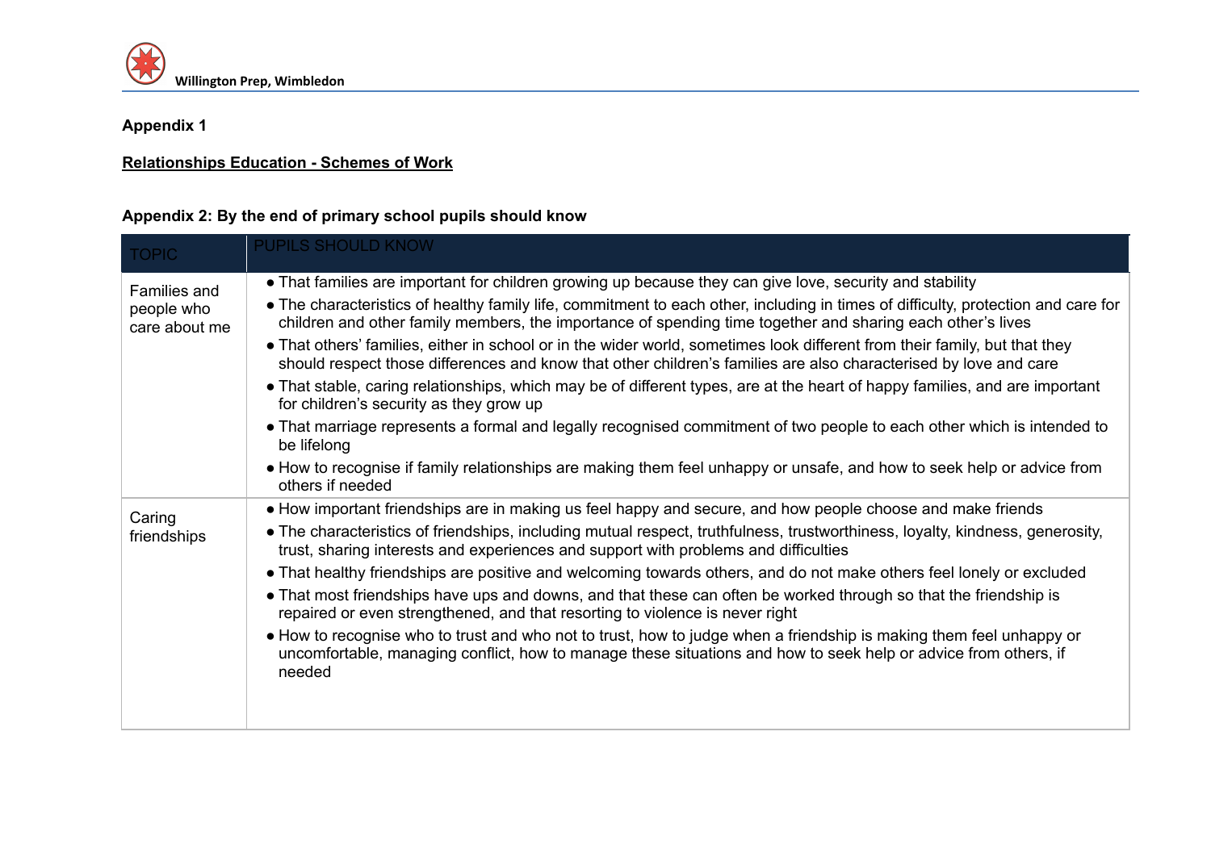**Appendix 1**

**Relationships Education - Schemes of Work**

**Appendix 2: By the end of primary school pupils should know**

| TOPIC | PUPILS SHOULD KNOW |
|---|---|
| Families and people who care about me | • That families are important for children growing up because they can give love, security and stability<br>• The characteristics of healthy family life, commitment to each other, including in times of difficulty, protection and care for children and other family members, the importance of spending time together and sharing each other's lives<br>• That others' families, either in school or in the wider world, sometimes look different from their family, but that they should respect those differences and know that other children's families are also characterised by love and care<br>• That stable, caring relationships, which may be of different types, are at the heart of happy families, and are important for children's security as they grow up<br>• That marriage represents a formal and legally recognised commitment of two people to each other which is intended to be lifelong<br>• How to recognise if family relationships are making them feel unhappy or unsafe, and how to seek help or advice from others if needed |
| Caring friendships | • How important friendships are in making us feel happy and secure, and how people choose and make friends<br>• The characteristics of friendships, including mutual respect, truthfulness, trustworthiness, loyalty, kindness, generosity, trust, sharing interests and experiences and support with problems and difficulties<br>• That healthy friendships are positive and welcoming towards others, and do not make others feel lonely or excluded<br>• That most friendships have ups and downs, and that these can often be worked through so that the friendship is repaired or even strengthened, and that resorting to violence is never right<br>• How to recognise who to trust and who not to trust, how to judge when a friendship is making them feel unhappy or uncomfortable, managing conflict, how to manage these situations and how to seek help or advice from others, if needed |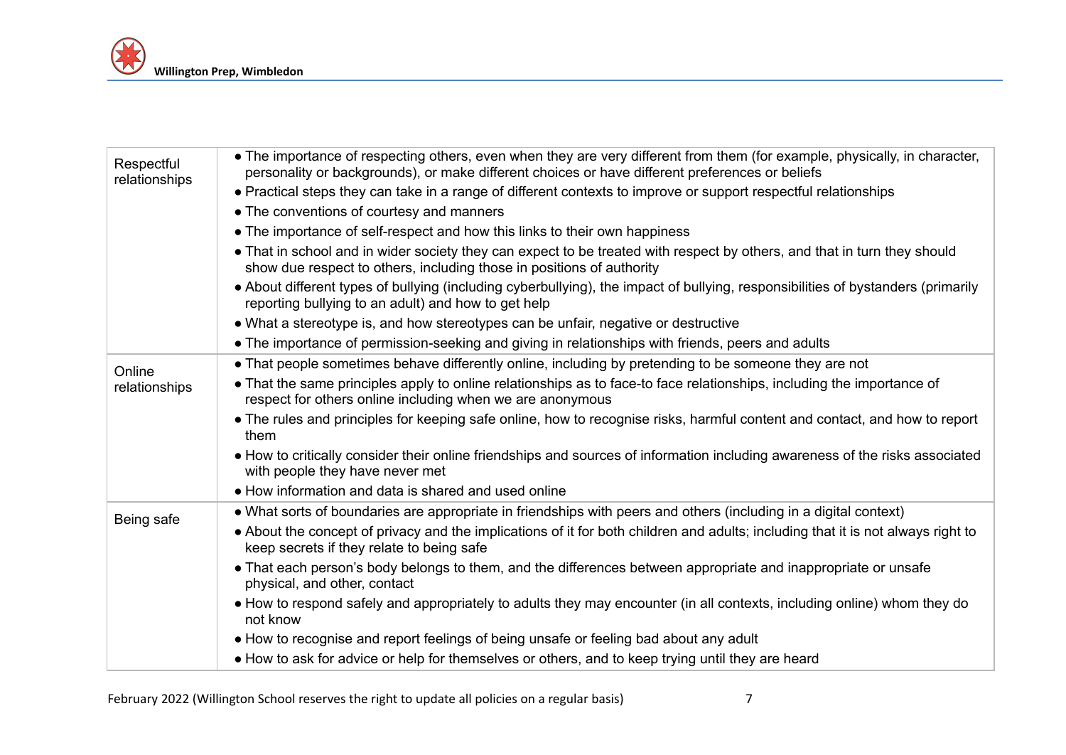| | |
|---|---|
| Respectful relationships | • The importance of respecting others, even when they are very different from them (for example, physically, in character, personality or backgrounds), or make different choices or have different preferences or beliefs<br>• Practical steps they can take in a range of different contexts to improve or support respectful relationships<br>• The conventions of courtesy and manners<br>• The importance of self-respect and how this links to their own happiness<br>• That in school and in wider society they can expect to be treated with respect by others, and that in turn they should show due respect to others, including those in positions of authority<br>• About different types of bullying (including cyberbullying), the impact of bullying, responsibilities of bystanders (primarily reporting bullying to an adult) and how to get help<br>• What a stereotype is, and how stereotypes can be unfair, negative or destructive<br>• The importance of permission-seeking and giving in relationships with friends, peers and adults |
| Online relationships | • That people sometimes behave differently online, including by pretending to be someone they are not<br>• That the same principles apply to online relationships as to face-to face relationships, including the importance of respect for others online including when we are anonymous<br>• The rules and principles for keeping safe online, how to recognise risks, harmful content and contact, and how to report them<br>• How to critically consider their online friendships and sources of information including awareness of the risks associated with people they have never met<br>• How information and data is shared and used online |
| Being safe | • What sorts of boundaries are appropriate in friendships with peers and others (including in a digital context)<br>• About the concept of privacy and the implications of it for both children and adults; including that it is not always right to keep secrets if they relate to being safe<br>• That each person's body belongs to them, and the differences between appropriate and inappropriate or unsafe physical, and other, contact<br>• How to respond safely and appropriately to adults they may encounter (in all contexts, including online) whom they do not know<br>• How to recognise and report feelings of being unsafe or feeling bad about any adult<br>• How to ask for advice or help for themselves or others, and to keep trying until they are heard |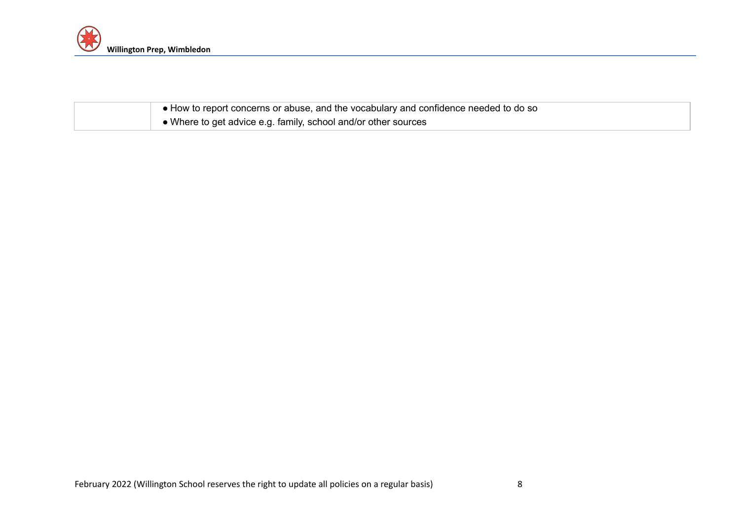| | |
|---|---|
| | ● How to report concerns or abuse, and the vocabulary and confidence needed to do so<br>● Where to get advice e.g. family, school and/or other sources |